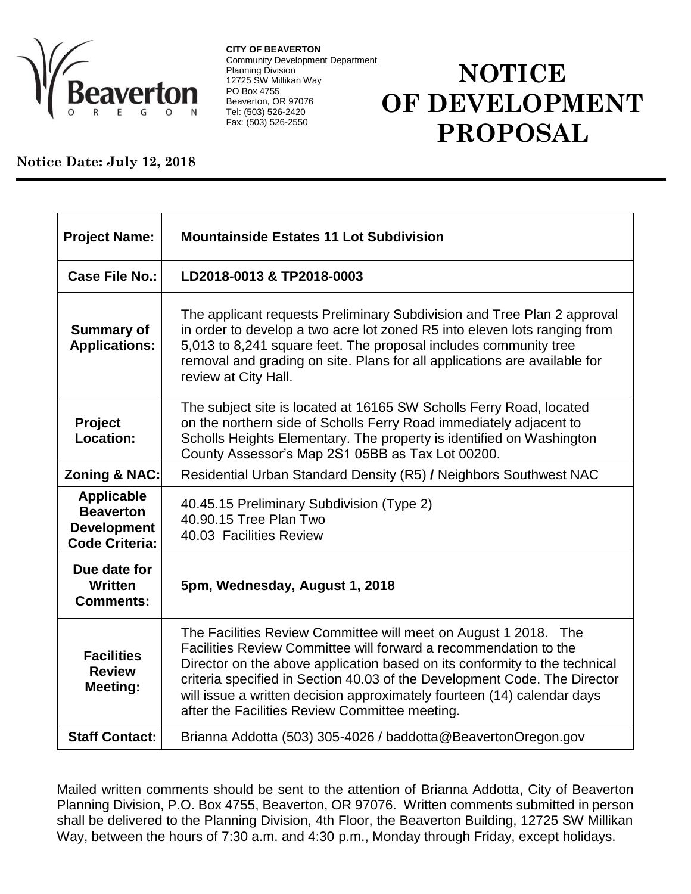**CITY OF BEAVERTON**
Community Development Department
Planning Division
12725 SW Millikan Way
PO Box 4755
Beaverton, OR 97076
Tel: (503) 526-2420
Fax: (503) 526-2550

# NOTICE OF DEVELOPMENT PROPOSAL

**Notice Date: July 12, 2018**

| | |
|---|---|
| **Project Name:** | **Mountainside Estates 11 Lot Subdivision** |
| **Case File No.:** | **LD2018-0013 & TP2018-0003** |
| **Summary of Applications:** | The applicant requests Preliminary Subdivision and Tree Plan 2 approval in order to develop a two acre lot zoned R5 into eleven lots ranging from 5,013 to 8,241 square feet. The proposal includes community tree removal and grading on site. Plans for all applications are available for review at City Hall. |
| **Project Location:** | The subject site is located at 16165 SW Scholls Ferry Road, located on the northern side of Scholls Ferry Road immediately adjacent to Scholls Heights Elementary. The property is identified on Washington County Assessor's Map 2S1 05BB as Tax Lot 00200. |
| **Zoning & NAC:** | Residential Urban Standard Density (R5) **/** Neighbors Southwest NAC |
| **Applicable Beaverton Development Code Criteria:** | 40.45.15 Preliminary Subdivision (Type 2)<br>40.90.15 Tree Plan Two<br>40.03 Facilities Review |
| **Due date for Written Comments:** | **5pm, Wednesday, August 1, 2018** |
| **Facilities Review Meeting:** | The Facilities Review Committee will meet on August 1 2018. The Facilities Review Committee will forward a recommendation to the Director on the above application based on its conformity to the technical criteria specified in Section 40.03 of the Development Code. The Director will issue a written decision approximately fourteen (14) calendar days after the Facilities Review Committee meeting. |
| **Staff Contact:** | Brianna Addotta (503) 305-4026 / baddotta@BeavertonOregon.gov |

Mailed written comments should be sent to the attention of Brianna Addotta, City of Beaverton Planning Division, P.O. Box 4755, Beaverton, OR 97076. Written comments submitted in person shall be delivered to the Planning Division, 4th Floor, the Beaverton Building, 12725 SW Millikan Way, between the hours of 7:30 a.m. and 4:30 p.m., Monday through Friday, except holidays.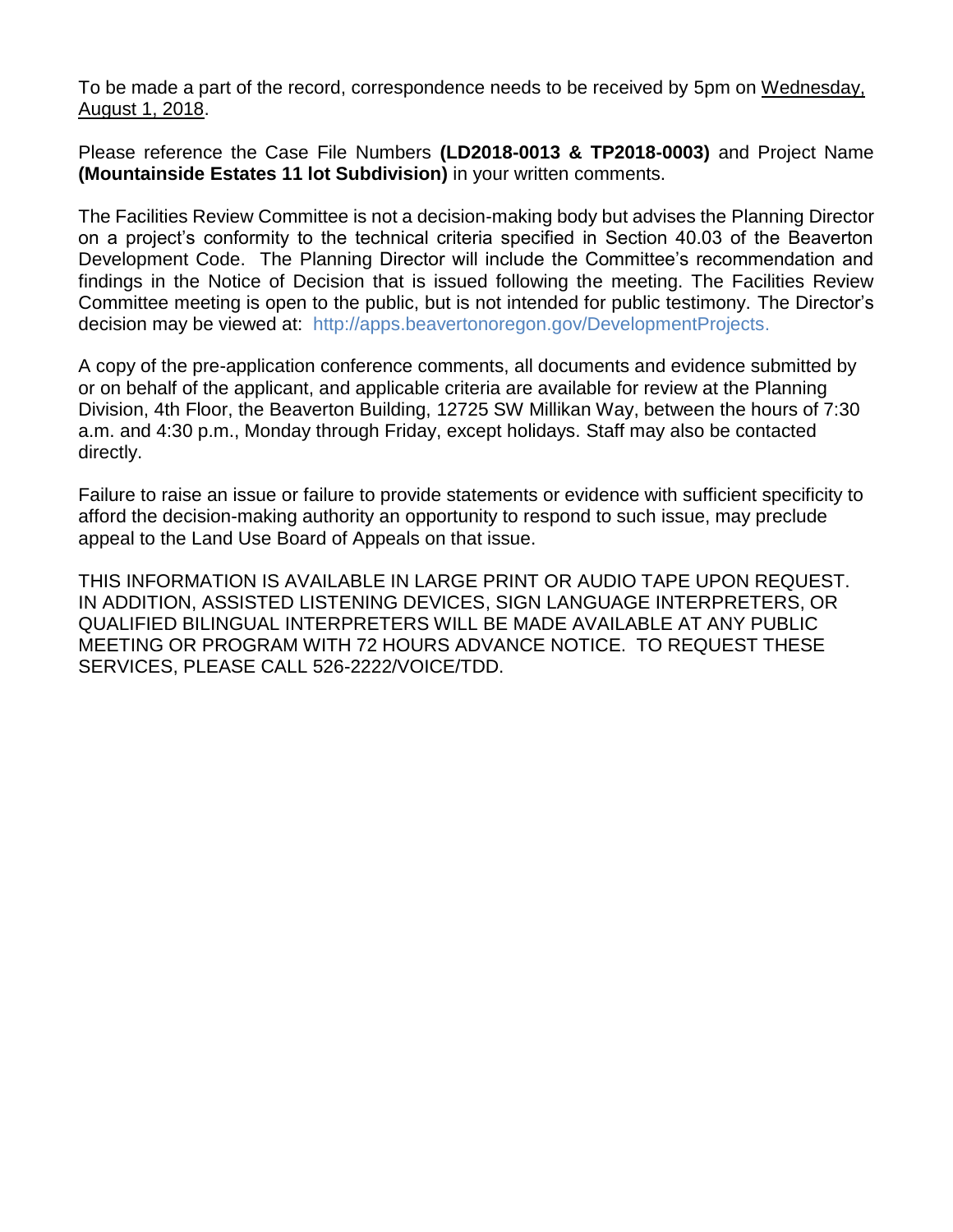To be made a part of the record, correspondence needs to be received by 5pm on Wednesday, August 1, 2018.

Please reference the Case File Numbers **(LD2018-0013 & TP2018-0003)** and Project Name **(Mountainside Estates 11 lot Subdivision)** in your written comments.

The Facilities Review Committee is not a decision-making body but advises the Planning Director on a project's conformity to the technical criteria specified in Section 40.03 of the Beaverton Development Code. The Planning Director will include the Committee's recommendation and findings in the Notice of Decision that is issued following the meeting. The Facilities Review Committee meeting is open to the public, but is not intended for public testimony. The Director's decision may be viewed at: http://apps.beavertonoregon.gov/DevelopmentProjects.

A copy of the pre-application conference comments, all documents and evidence submitted by or on behalf of the applicant, and applicable criteria are available for review at the Planning Division, 4th Floor, the Beaverton Building, 12725 SW Millikan Way, between the hours of 7:30 a.m. and 4:30 p.m., Monday through Friday, except holidays. Staff may also be contacted directly.

Failure to raise an issue or failure to provide statements or evidence with sufficient specificity to afford the decision-making authority an opportunity to respond to such issue, may preclude appeal to the Land Use Board of Appeals on that issue.

THIS INFORMATION IS AVAILABLE IN LARGE PRINT OR AUDIO TAPE UPON REQUEST. IN ADDITION, ASSISTED LISTENING DEVICES, SIGN LANGUAGE INTERPRETERS, OR QUALIFIED BILINGUAL INTERPRETERS WILL BE MADE AVAILABLE AT ANY PUBLIC MEETING OR PROGRAM WITH 72 HOURS ADVANCE NOTICE. TO REQUEST THESE SERVICES, PLEASE CALL 526-2222/VOICE/TDD.